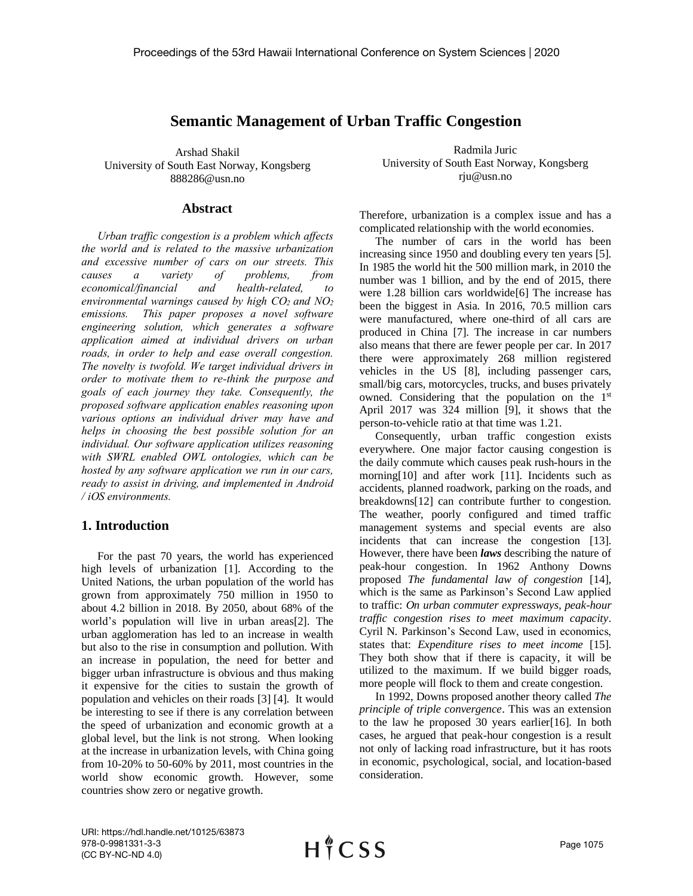# Semantic Management of Urban Traffic Congestion

Arshad Shakil
University of South East Norway, Kongsberg
888286@usn.no

Radmila Juric
University of South East Norway, Kongsberg
rju@usn.no

## Abstract

*Urban traffic congestion is a problem which affects the world and is related to the massive urbanization and excessive number of cars on our streets. This causes a variety of problems, from economical/financial and health-related, to environmental warnings caused by high $CO_2$ and $NO_2$ emissions. This paper proposes a novel software engineering solution, which generates a software application aimed at individual drivers on urban roads, in order to help and ease overall congestion. The novelty is twofold. We target individual drivers in order to motivate them to re-think the purpose and goals of each journey they take. Consequently, the proposed software application enables reasoning upon various options an individual driver may have and helps in choosing the best possible solution for an individual. Our software application utilizes reasoning with SWRL enabled OWL ontologies, which can be hosted by any software application we run in our cars, ready to assist in driving, and implemented in Android / iOS environments.*

## 1. Introduction

For the past 70 years, the world has experienced high levels of urbanization [1]. According to the United Nations, the urban population of the world has grown from approximately 750 million in 1950 to about 4.2 billion in 2018. By 2050, about 68% of the world's population will live in urban areas[2]. The urban agglomeration has led to an increase in wealth but also to the rise in consumption and pollution. With an increase in population, the need for better and bigger urban infrastructure is obvious and thus making it expensive for the cities to sustain the growth of population and vehicles on their roads [3] [4]. It would be interesting to see if there is any correlation between the speed of urbanization and economic growth at a global level, but the link is not strong. When looking at the increase in urbanization levels, with China going from 10-20% to 50-60% by 2011, most countries in the world show economic growth. However, some countries show zero or negative growth. Therefore, urbanization is a complex issue and has a complicated relationship with the world economies.

The number of cars in the world has been increasing since 1950 and doubling every ten years [5]. In 1985 the world hit the 500 million mark, in 2010 the number was 1 billion, and by the end of 2015, there were 1.28 billion cars worldwide[6] The increase has been the biggest in Asia. In 2016, 70.5 million cars were manufactured, where one-third of all cars are produced in China [7]. The increase in car numbers also means that there are fewer people per car. In 2017 there were approximately 268 million registered vehicles in the US [8], including passenger cars, small/big cars, motorcycles, trucks, and buses privately owned. Considering that the population on the 1st April 2017 was 324 million [9], it shows that the person-to-vehicle ratio at that time was 1.21.

Consequently, urban traffic congestion exists everywhere. One major factor causing congestion is the daily commute which causes peak rush-hours in the morning[10] and after work [11]. Incidents such as accidents, planned roadwork, parking on the roads, and breakdowns[12] can contribute further to congestion. The weather, poorly configured and timed traffic management systems and special events are also incidents that can increase the congestion [13]. However, there have been ***laws*** describing the nature of peak-hour congestion. In 1962 Anthony Downs proposed *The fundamental law of congestion* [14], which is the same as Parkinson's Second Law applied to traffic: *On urban commuter expressways, peak-hour traffic congestion rises to meet maximum capacity*. Cyril N. Parkinson's Second Law, used in economics, states that: *Expenditure rises to meet income* [15]. They both show that if there is capacity, it will be utilized to the maximum. If we build bigger roads, more people will flock to them and create congestion.

In 1992, Downs proposed another theory called *The principle of triple convergence*. This was an extension to the law he proposed 30 years earlier[16]. In both cases, he argued that peak-hour congestion is a result not only of lacking road infrastructure, but it has roots in economic, psychological, social, and location-based consideration.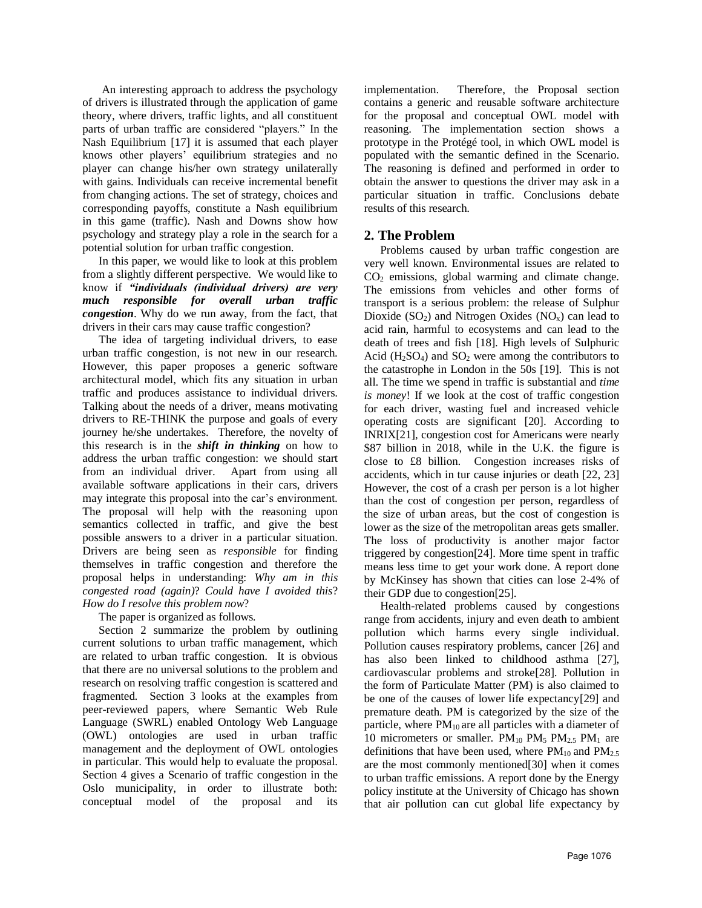An interesting approach to address the psychology of drivers is illustrated through the application of game theory, where drivers, traffic lights, and all constituent parts of urban traffic are considered "players." In the Nash Equilibrium [17] it is assumed that each player knows other players' equilibrium strategies and no player can change his/her own strategy unilaterally with gains. Individuals can receive incremental benefit from changing actions. The set of strategy, choices and corresponding payoffs, constitute a Nash equilibrium in this game (traffic). Nash and Downs show how psychology and strategy play a role in the search for a potential solution for urban traffic congestion.

In this paper, we would like to look at this problem from a slightly different perspective. We would like to know if ***"individuals (individual drivers) are very much responsible for overall urban traffic congestion***. Why do we run away, from the fact, that drivers in their cars may cause traffic congestion?

The idea of targeting individual drivers, to ease urban traffic congestion, is not new in our research. However, this paper proposes a generic software architectural model, which fits any situation in urban traffic and produces assistance to individual drivers. Talking about the needs of a driver, means motivating drivers to RE-THINK the purpose and goals of every journey he/she undertakes. Therefore, the novelty of this research is in the ***shift in thinking*** on how to address the urban traffic congestion: we should start from an individual driver. Apart from using all available software applications in their cars, drivers may integrate this proposal into the car's environment. The proposal will help with the reasoning upon semantics collected in traffic, and give the best possible answers to a driver in a particular situation. Drivers are being seen as *responsible* for finding themselves in traffic congestion and therefore the proposal helps in understanding: *Why am in this congested road (again)*? *Could have I avoided this*? *How do I resolve this problem now*?

The paper is organized as follows.

Section 2 summarize the problem by outlining current solutions to urban traffic management, which are related to urban traffic congestion. It is obvious that there are no universal solutions to the problem and research on resolving traffic congestion is scattered and fragmented. Section 3 looks at the examples from peer-reviewed papers, where Semantic Web Rule Language (SWRL) enabled Ontology Web Language (OWL) ontologies are used in urban traffic management and the deployment of OWL ontologies in particular. This would help to evaluate the proposal. Section 4 gives a Scenario of traffic congestion in the Oslo municipality, in order to illustrate both: conceptual model of the proposal and its implementation. Therefore, the Proposal section contains a generic and reusable software architecture for the proposal and conceptual OWL model with reasoning. The implementation section shows a prototype in the Protégé tool, in which OWL model is populated with the semantic defined in the Scenario. The reasoning is defined and performed in order to obtain the answer to questions the driver may ask in a particular situation in traffic. Conclusions debate results of this research.

## 2. The Problem

Problems caused by urban traffic congestion are very well known. Environmental issues are related to $CO_2$ emissions, global warming and climate change. The emissions from vehicles and other forms of transport is a serious problem: the release of Sulphur Dioxide ($SO_2$) and Nitrogen Oxides ($NO_x$) can lead to acid rain, harmful to ecosystems and can lead to the death of trees and fish [18]. High levels of Sulphuric Acid ($H_2SO_4$) and $SO_2$ were among the contributors to the catastrophe in London in the 50s [19]. This is not all. The time we spend in traffic is substantial and *time is money*! If we look at the cost of traffic congestion for each driver, wasting fuel and increased vehicle operating costs are significant [20]. According to INRIX[21], congestion cost for Americans were nearly \$87 billion in 2018, while in the U.K. the figure is close to £8 billion. Congestion increases risks of accidents, which in tur cause injuries or death [22, 23] However, the cost of a crash per person is a lot higher than the cost of congestion per person, regardless of the size of urban areas, but the cost of congestion is lower as the size of the metropolitan areas gets smaller. The loss of productivity is another major factor triggered by congestion[24]. More time spent in traffic means less time to get your work done. A report done by McKinsey has shown that cities can lose 2-4% of their GDP due to congestion[25].

Health-related problems caused by congestions range from accidents, injury and even death to ambient pollution which harms every single individual. Pollution causes respiratory problems, cancer [26] and has also been linked to childhood asthma [27], cardiovascular problems and stroke[28]. Pollution in the form of Particulate Matter (PM) is also claimed to be one of the causes of lower life expectancy[29] and premature death. PM is categorized by the size of the particle, where $PM_{10}$ are all particles with a diameter of 10 micrometers or smaller. $PM_{10}$ $PM_5$ $PM_{2.5}$ $PM_1$ are definitions that have been used, where $PM_{10}$ and $PM_{2.5}$ are the most commonly mentioned[30] when it comes to urban traffic emissions. A report done by the Energy policy institute at the University of Chicago has shown that air pollution can cut global life expectancy by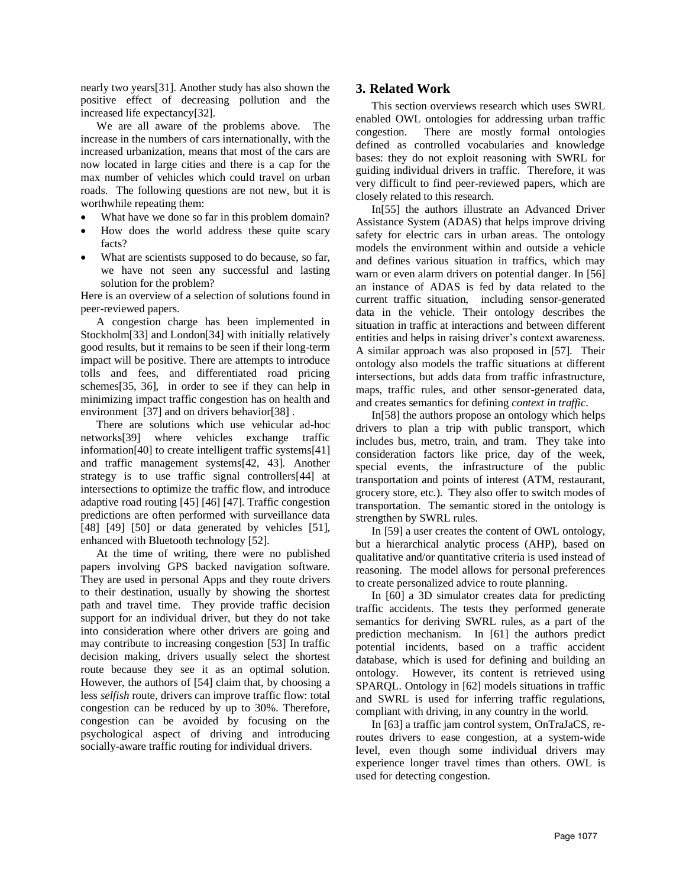nearly two years[31]. Another study has also shown the positive effect of decreasing pollution and the increased life expectancy[32].

We are all aware of the problems above. The increase in the numbers of cars internationally, with the increased urbanization, means that most of the cars are now located in large cities and there is a cap for the max number of vehicles which could travel on urban roads. The following questions are not new, but it is worthwhile repeating them:

- What have we done so far in this problem domain?
- How does the world address these quite scary facts?
- What are scientists supposed to do because, so far, we have not seen any successful and lasting solution for the problem?

Here is an overview of a selection of solutions found in peer-reviewed papers.

A congestion charge has been implemented in Stockholm[33] and London[34] with initially relatively good results, but it remains to be seen if their long-term impact will be positive. There are attempts to introduce tolls and fees, and differentiated road pricing schemes[35, 36], in order to see if they can help in minimizing impact traffic congestion has on health and environment [37] and on drivers behavior[38] .

There are solutions which use vehicular ad-hoc networks[39] where vehicles exchange traffic information[40] to create intelligent traffic systems[41] and traffic management systems[42, 43]. Another strategy is to use traffic signal controllers[44] at intersections to optimize the traffic flow, and introduce adaptive road routing [45] [46] [47]. Traffic congestion predictions are often performed with surveillance data [48] [49] [50] or data generated by vehicles [51], enhanced with Bluetooth technology [52].

At the time of writing, there were no published papers involving GPS backed navigation software. They are used in personal Apps and they route drivers to their destination, usually by showing the shortest path and travel time. They provide traffic decision support for an individual driver, but they do not take into consideration where other drivers are going and may contribute to increasing congestion [53] In traffic decision making, drivers usually select the shortest route because they see it as an optimal solution. However, the authors of [54] claim that, by choosing a less *selfish* route, drivers can improve traffic flow: total congestion can be reduced by up to 30%. Therefore, congestion can be avoided by focusing on the psychological aspect of driving and introducing socially-aware traffic routing for individual drivers.

## 3. Related Work

This section overviews research which uses SWRL enabled OWL ontologies for addressing urban traffic congestion. There are mostly formal ontologies defined as controlled vocabularies and knowledge bases: they do not exploit reasoning with SWRL for guiding individual drivers in traffic. Therefore, it was very difficult to find peer-reviewed papers, which are closely related to this research.

In[55] the authors illustrate an Advanced Driver Assistance System (ADAS) that helps improve driving safety for electric cars in urban areas. The ontology models the environment within and outside a vehicle and defines various situation in traffics, which may warn or even alarm drivers on potential danger. In [56] an instance of ADAS is fed by data related to the current traffic situation, including sensor-generated data in the vehicle. Their ontology describes the situation in traffic at interactions and between different entities and helps in raising driver's context awareness. A similar approach was also proposed in [57]. Their ontology also models the traffic situations at different intersections, but adds data from traffic infrastructure, maps, traffic rules, and other sensor-generated data, and creates semantics for defining *context in traffic*.

In[58] the authors propose an ontology which helps drivers to plan a trip with public transport, which includes bus, metro, train, and tram. They take into consideration factors like price, day of the week, special events, the infrastructure of the public transportation and points of interest (ATM, restaurant, grocery store, etc.). They also offer to switch modes of transportation. The semantic stored in the ontology is strengthen by SWRL rules.

In [59] a user creates the content of OWL ontology, but a hierarchical analytic process (AHP), based on qualitative and/or quantitative criteria is used instead of reasoning. The model allows for personal preferences to create personalized advice to route planning.

In [60] a 3D simulator creates data for predicting traffic accidents. The tests they performed generate semantics for deriving SWRL rules, as a part of the prediction mechanism. In [61] the authors predict potential incidents, based on a traffic accident database, which is used for defining and building an ontology. However, its content is retrieved using SPARQL. Ontology in [62] models situations in traffic and SWRL is used for inferring traffic regulations, compliant with driving, in any country in the world.

In [63] a traffic jam control system, OnTraJaCS, re-routes drivers to ease congestion, at a system-wide level, even though some individual drivers may experience longer travel times than others. OWL is used for detecting congestion.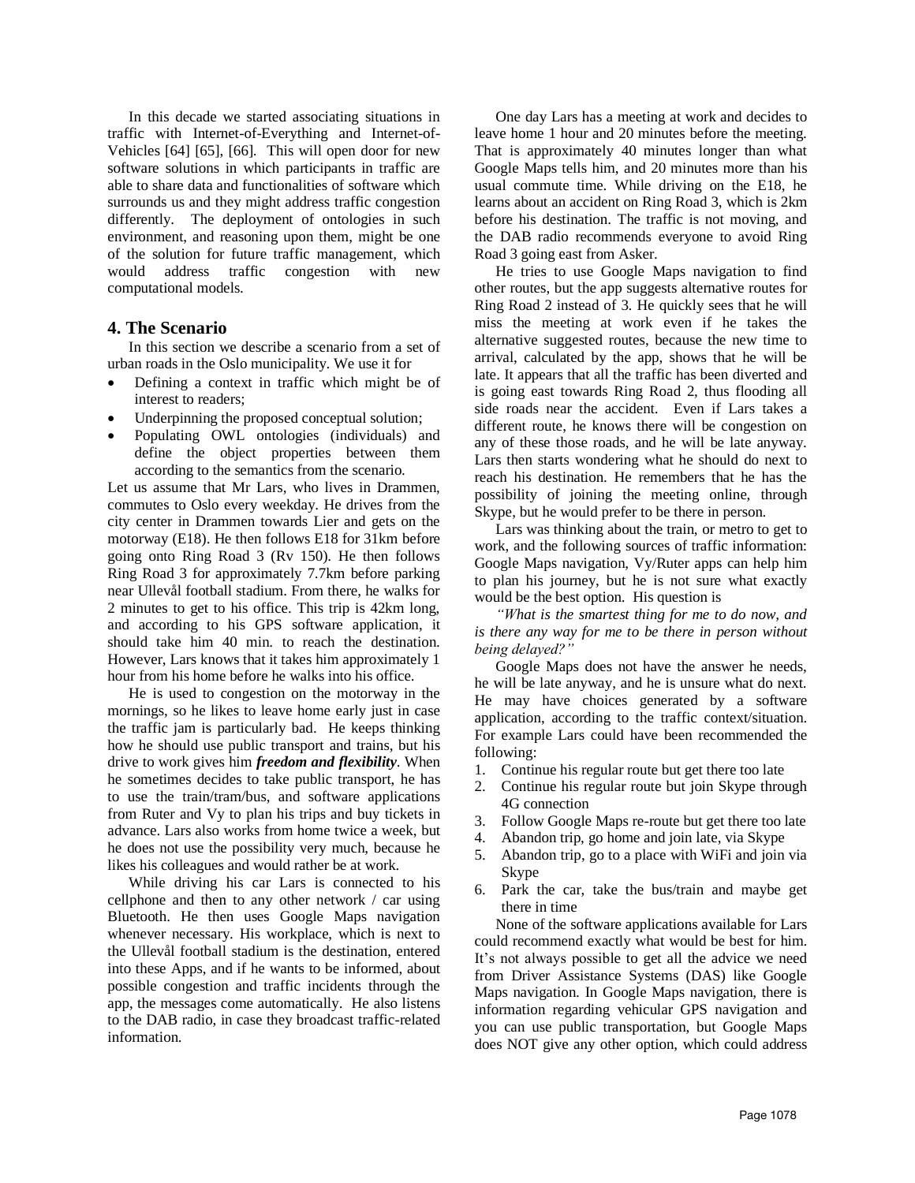In this decade we started associating situations in traffic with Internet-of-Everything and Internet-of-Vehicles [64] [65], [66]. This will open door for new software solutions in which participants in traffic are able to share data and functionalities of software which surrounds us and they might address traffic congestion differently. The deployment of ontologies in such environment, and reasoning upon them, might be one of the solution for future traffic management, which would address traffic congestion with new computational models.

## 4. The Scenario

In this section we describe a scenario from a set of urban roads in the Oslo municipality. We use it for

- Defining a context in traffic which might be of interest to readers;
- Underpinning the proposed conceptual solution;
- Populating OWL ontologies (individuals) and define the object properties between them according to the semantics from the scenario.

Let us assume that Mr Lars, who lives in Drammen, commutes to Oslo every weekday. He drives from the city center in Drammen towards Lier and gets on the motorway (E18). He then follows E18 for 31km before going onto Ring Road 3 (Rv 150). He then follows Ring Road 3 for approximately 7.7km before parking near Ullevål football stadium. From there, he walks for 2 minutes to get to his office. This trip is 42km long, and according to his GPS software application, it should take him 40 min. to reach the destination. However, Lars knows that it takes him approximately 1 hour from his home before he walks into his office.

He is used to congestion on the motorway in the mornings, so he likes to leave home early just in case the traffic jam is particularly bad. He keeps thinking how he should use public transport and trains, but his drive to work gives him ***freedom and flexibility***. When he sometimes decides to take public transport, he has to use the train/tram/bus, and software applications from Ruter and Vy to plan his trips and buy tickets in advance. Lars also works from home twice a week, but he does not use the possibility very much, because he likes his colleagues and would rather be at work.

While driving his car Lars is connected to his cellphone and then to any other network / car using Bluetooth. He then uses Google Maps navigation whenever necessary. His workplace, which is next to the Ullevål football stadium is the destination, entered into these Apps, and if he wants to be informed, about possible congestion and traffic incidents through the app, the messages come automatically. He also listens to the DAB radio, in case they broadcast traffic-related information.

One day Lars has a meeting at work and decides to leave home 1 hour and 20 minutes before the meeting. That is approximately 40 minutes longer than what Google Maps tells him, and 20 minutes more than his usual commute time. While driving on the E18, he learns about an accident on Ring Road 3, which is 2km before his destination. The traffic is not moving, and the DAB radio recommends everyone to avoid Ring Road 3 going east from Asker.

He tries to use Google Maps navigation to find other routes, but the app suggests alternative routes for Ring Road 2 instead of 3. He quickly sees that he will miss the meeting at work even if he takes the alternative suggested routes, because the new time to arrival, calculated by the app, shows that he will be late. It appears that all the traffic has been diverted and is going east towards Ring Road 2, thus flooding all side roads near the accident. Even if Lars takes a different route, he knows there will be congestion on any of these those roads, and he will be late anyway. Lars then starts wondering what he should do next to reach his destination. He remembers that he has the possibility of joining the meeting online, through Skype, but he would prefer to be there in person.

Lars was thinking about the train, or metro to get to work, and the following sources of traffic information: Google Maps navigation, Vy/Ruter apps can help him to plan his journey, but he is not sure what exactly would be the best option. His question is

*"What is the smartest thing for me to do now, and is there any way for me to be there in person without being delayed?"*

Google Maps does not have the answer he needs, he will be late anyway, and he is unsure what do next. He may have choices generated by a software application, according to the traffic context/situation. For example Lars could have been recommended the following:

1. Continue his regular route but get there too late
2. Continue his regular route but join Skype through 4G connection
3. Follow Google Maps re-route but get there too late
4. Abandon trip, go home and join late, via Skype
5. Abandon trip, go to a place with WiFi and join via Skype
6. Park the car, take the bus/train and maybe get there in time

None of the software applications available for Lars could recommend exactly what would be best for him. It's not always possible to get all the advice we need from Driver Assistance Systems (DAS) like Google Maps navigation. In Google Maps navigation, there is information regarding vehicular GPS navigation and you can use public transportation, but Google Maps does NOT give any other option, which could address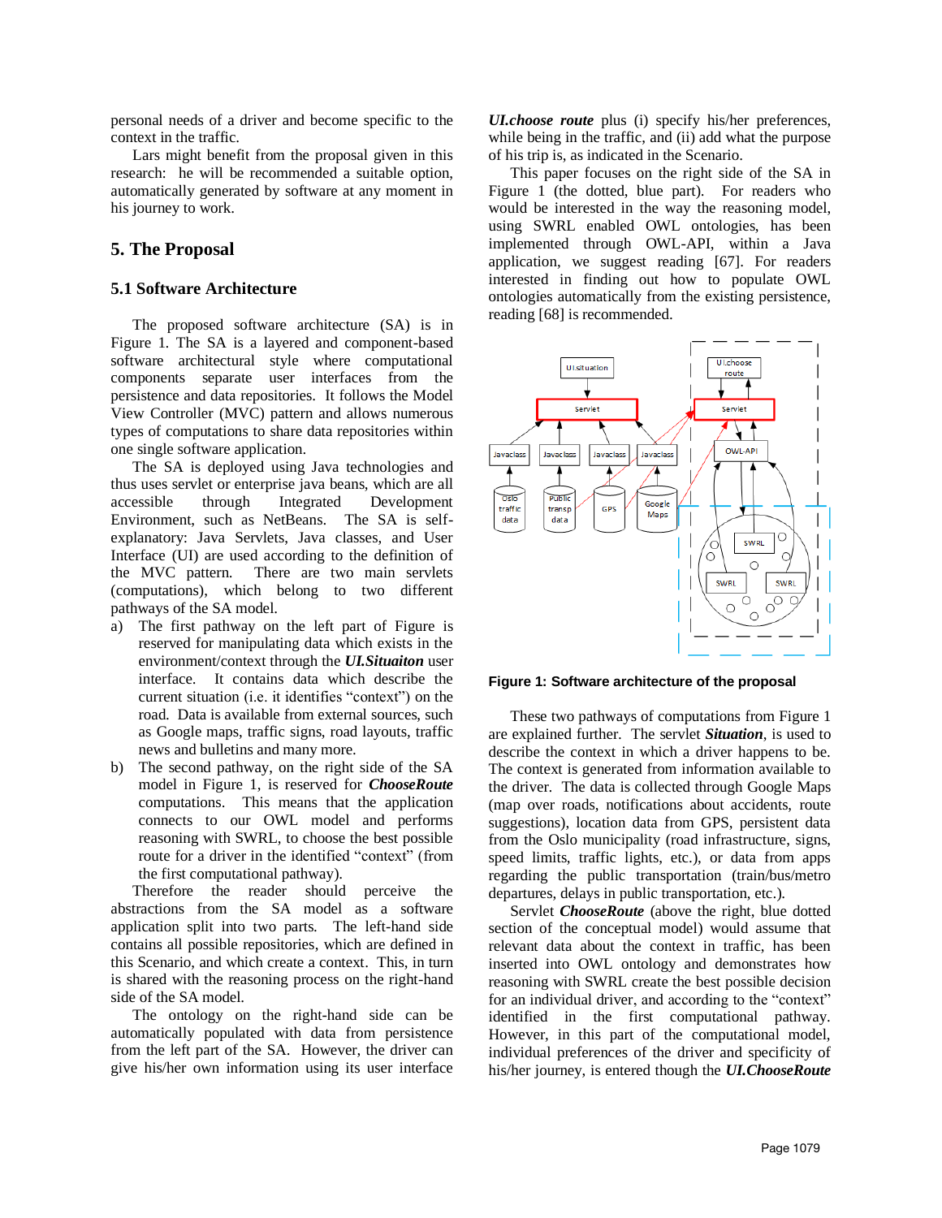personal needs of a driver and become specific to the context in the traffic.

Lars might benefit from the proposal given in this research: he will be recommended a suitable option, automatically generated by software at any moment in his journey to work.

## 5. The Proposal

### 5.1 Software Architecture

The proposed software architecture (SA) is in Figure 1. The SA is a layered and component-based software architectural style where computational components separate user interfaces from the persistence and data repositories. It follows the Model View Controller (MVC) pattern and allows numerous types of computations to share data repositories within one single software application.

The SA is deployed using Java technologies and thus uses servlet or enterprise java beans, which are all accessible through Integrated Development Environment, such as NetBeans. The SA is self-explanatory: Java Servlets, Java classes, and User Interface (UI) are used according to the definition of the MVC pattern. There are two main servlets (computations), which belong to two different pathways of the SA model.

a) The first pathway on the left part of Figure is reserved for manipulating data which exists in the environment/context through the ***UI.Situaiton*** user interface. It contains data which describe the current situation (i.e. it identifies "context") on the road. Data is available from external sources, such as Google maps, traffic signs, road layouts, traffic news and bulletins and many more.

b) The second pathway, on the right side of the SA model in Figure 1, is reserved for ***ChooseRoute*** computations. This means that the application connects to our OWL model and performs reasoning with SWRL, to choose the best possible route for a driver in the identified "context" (from the first computational pathway).

Therefore the reader should perceive the abstractions from the SA model as a software application split into two parts. The left-hand side contains all possible repositories, which are defined in this Scenario, and which create a context. This, in turn is shared with the reasoning process on the right-hand side of the SA model.

The ontology on the right-hand side can be automatically populated with data from persistence from the left part of the SA. However, the driver can give his/her own information using its user interface ***UI.choose route*** plus (i) specify his/her preferences, while being in the traffic, and (ii) add what the purpose of his trip is, as indicated in the Scenario.

This paper focuses on the right side of the SA in Figure 1 (the dotted, blue part). For readers who would be interested in the way the reasoning model, using SWRL enabled OWL ontologies, has been implemented through OWL-API, within a Java application, we suggest reading [67]. For readers interested in finding out how to populate OWL ontologies automatically from the existing persistence, reading [68] is recommended.

**Figure 1: Software architecture of the proposal**

These two pathways of computations from Figure 1 are explained further. The servlet ***Situation***, is used to describe the context in which a driver happens to be. The context is generated from information available to the driver. The data is collected through Google Maps (map over roads, notifications about accidents, route suggestions), location data from GPS, persistent data from the Oslo municipality (road infrastructure, signs, speed limits, traffic lights, etc.), or data from apps regarding the public transportation (train/bus/metro departures, delays in public transportation, etc.).

Servlet ***ChooseRoute*** (above the right, blue dotted section of the conceptual model) would assume that relevant data about the context in traffic, has been inserted into OWL ontology and demonstrates how reasoning with SWRL create the best possible decision for an individual driver, and according to the "context" identified in the first computational pathway. However, in this part of the computational model, individual preferences of the driver and specificity of his/her journey, is entered though the ***UI.ChooseRoute***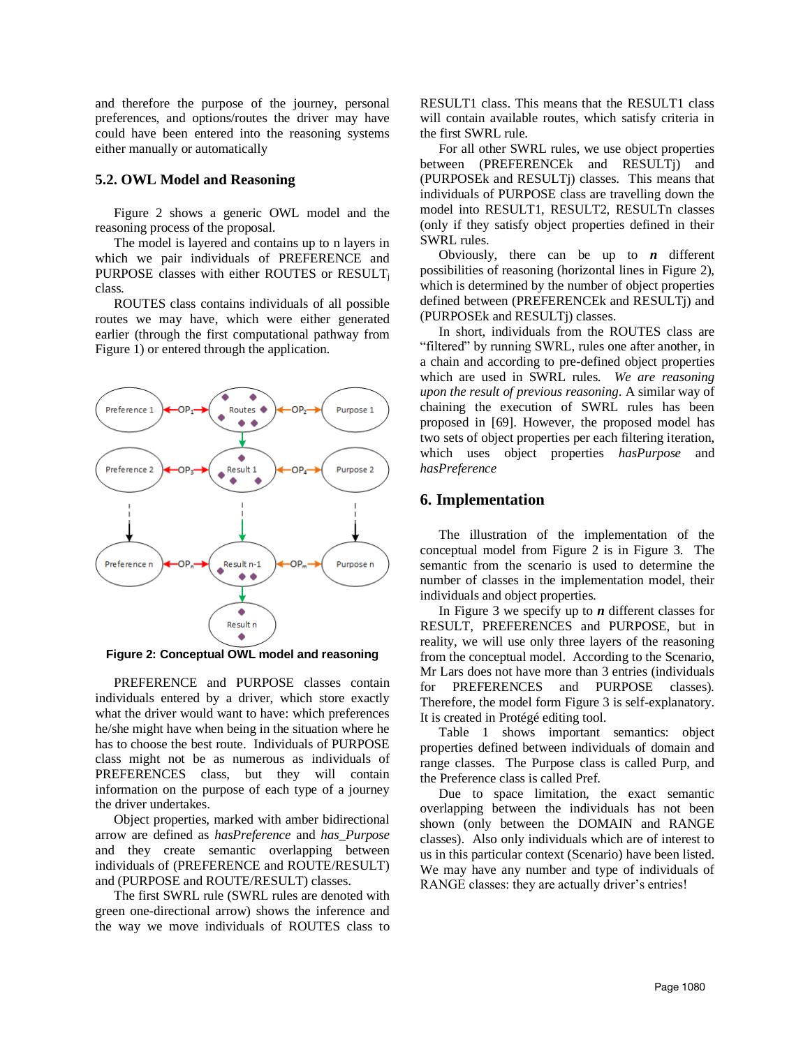and therefore the purpose of the journey, personal preferences, and options/routes the driver may have could have been entered into the reasoning systems either manually or automatically

## 5.2. OWL Model and Reasoning

Figure 2 shows a generic OWL model and the reasoning process of the proposal.

The model is layered and contains up to n layers in which we pair individuals of PREFERENCE and PURPOSE classes with either ROUTES or $RESULT_j$ class.

ROUTES class contains individuals of all possible routes we may have, which were either generated earlier (through the first computational pathway from Figure 1) or entered through the application.

**Figure 2: Conceptual OWL model and reasoning**

PREFERENCE and PURPOSE classes contain individuals entered by a driver, which store exactly what the driver would want to have: which preferences he/she might have when being in the situation where he has to choose the best route. Individuals of PURPOSE class might not be as numerous as individuals of PREFERENCES class, but they will contain information on the purpose of each type of a journey the driver undertakes.

Object properties, marked with amber bidirectional arrow are defined as *hasPreference* and *has_Purpose* and they create semantic overlapping between individuals of (PREFERENCE and ROUTE/RESULT) and (PURPOSE and ROUTE/RESULT) classes.

The first SWRL rule (SWRL rules are denoted with green one-directional arrow) shows the inference and the way we move individuals of ROUTES class to RESULT1 class. This means that the RESULT1 class will contain available routes, which satisfy criteria in the first SWRL rule.

For all other SWRL rules, we use object properties between (PREFERENCEk and RESULTj) and (PURPOSEk and RESULTj) classes. This means that individuals of PURPOSE class are travelling down the model into RESULT1, RESULT2, RESULTn classes (only if they satisfy object properties defined in their SWRL rules.

Obviously, there can be up to ***n*** different possibilities of reasoning (horizontal lines in Figure 2), which is determined by the number of object properties defined between (PREFERENCEk and RESULTj) and (PURPOSEk and RESULTj) classes.

In short, individuals from the ROUTES class are "filtered" by running SWRL, rules one after another, in a chain and according to pre-defined object properties which are used in SWRL rules. *We are reasoning upon the result of previous reasoning*. A similar way of chaining the execution of SWRL rules has been proposed in [69]. However, the proposed model has two sets of object properties per each filtering iteration, which uses object properties *hasPurpose* and *hasPreference*

## 6. Implementation

The illustration of the implementation of the conceptual model from Figure 2 is in Figure 3. The semantic from the scenario is used to determine the number of classes in the implementation model, their individuals and object properties.

In Figure 3 we specify up to ***n*** different classes for RESULT, PREFERENCES and PURPOSE, but in reality, we will use only three layers of the reasoning from the conceptual model. According to the Scenario, Mr Lars does not have more than 3 entries (individuals for PREFERENCES and PURPOSE classes). Therefore, the model form Figure 3 is self-explanatory. It is created in Protégé editing tool.

Table 1 shows important semantics: object properties defined between individuals of domain and range classes. The Purpose class is called Purp, and the Preference class is called Pref.

Due to space limitation, the exact semantic overlapping between the individuals has not been shown (only between the DOMAIN and RANGE classes). Also only individuals which are of interest to us in this particular context (Scenario) have been listed. We may have any number and type of individuals of RANGE classes: they are actually driver's entries!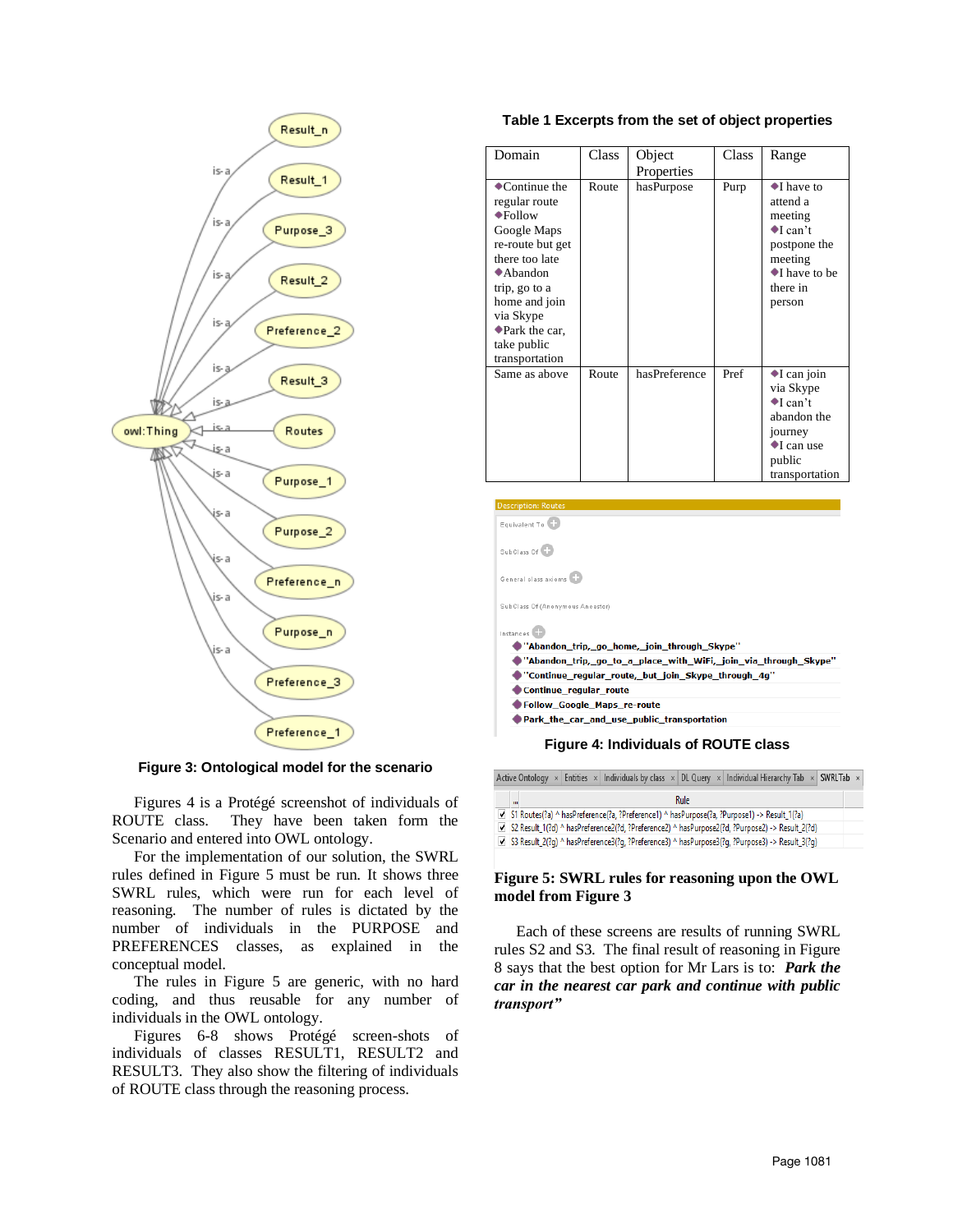Figure 3: Ontological model for the scenario

Figures 4 is a Protégé screenshot of individuals of ROUTE class. They have been taken form the Scenario and entered into OWL ontology.

For the implementation of our solution, the SWRL rules defined in Figure 5 must be run. It shows three SWRL rules, which were run for each level of reasoning. The number of rules is dictated by the number of individuals in the PURPOSE and PREFERENCES classes, as explained in the conceptual model.

The rules in Figure 5 are generic, with no hard coding, and thus reusable for any number of individuals in the OWL ontology.

Figures 6-8 shows Protégé screen-shots of individuals of classes RESULT1, RESULT2 and RESULT3. They also show the filtering of individuals of ROUTE class through the reasoning process.

**Table 1 Excerpts from the set of object properties**

| Domain | Class | Object Properties | Class | Range |
|---|---|---|---|---|
| ◆Continue the regular route ◆Follow Google Maps re-route but get there too late ◆Abandon trip, go to a home and join via Skype ◆Park the car, take public transportation | Route | hasPurpose | Purp | ◆I have to attend a meeting ◆I can't postpone the meeting ◆I have to be there in person |
| Same as above | Route | hasPreference | Pref | ◆I can join via Skype ◆I can't abandon the journey ◆I can use public transportation |

Figure 4: Individuals of ROUTE class

**Figure 5: SWRL rules for reasoning upon the OWL model from Figure 3**

Each of these screens are results of running SWRL rules S2 and S3. The final result of reasoning in Figure 8 says that the best option for Mr Lars is to: ***Park the car in the nearest car park and continue with public transport"***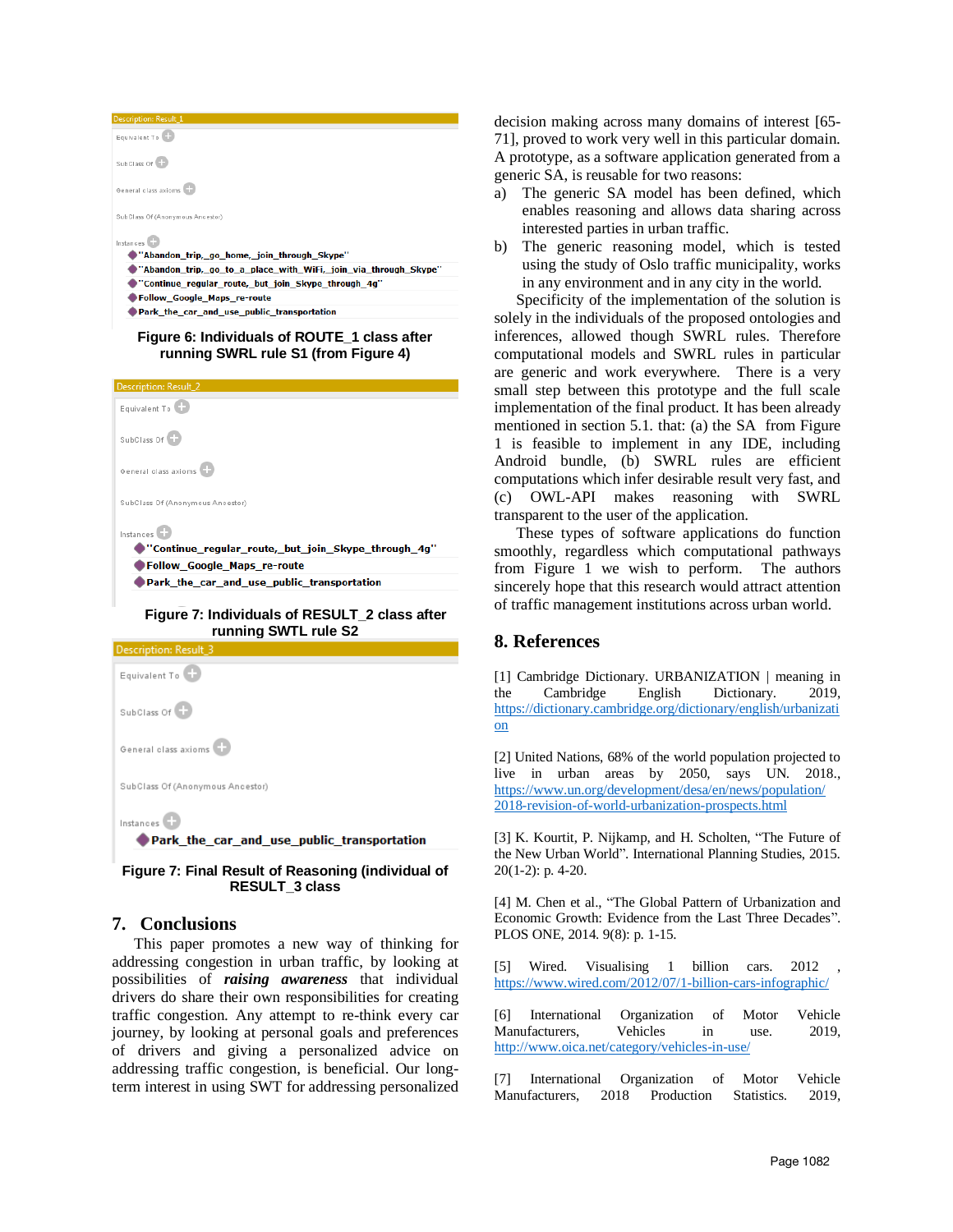Description: Result_1

Equivalent To

SubClass Of

General class axioms

SubClass Of (Anonymous Ancestor)

Instances

- "Abandon_trip,_go_home,_join_through_Skype"
- "Abandon_trip,_go_to_a_place_with_WiFi,_join_via_through_Skype"
- "Continue_regular_route,_but_join_Skype_through_4g"
- Follow_Google_Maps_re-route
- Park_the_car_and_use_public_transportation

**Figure 6: Individuals of ROUTE_1 class after running SWRL rule S1 (from Figure 4)**

Description: Result_2

Equivalent To

SubClass Of

General class axioms

SubClass Of (Anonymous Ancestor)

Instances

- "Continue_regular_route,_but_join_Skype_through_4g"
- Follow_Google_Maps_re-route
- Park_the_car_and_use_public_transportation

**Figure 7: Individuals of RESULT_2 class after running SWTL rule S2**

Description: Result_3

Equivalent To

SubClass Of

General class axioms

SubClass Of (Anonymous Ancestor)

Instances

- Park_the_car_and_use_public_transportation

**Figure 7: Final Result of Reasoning (individual of RESULT_3 class**

## 7. Conclusions

This paper promotes a new way of thinking for addressing congestion in urban traffic, by looking at possibilities of ***raising awareness*** that individual drivers do share their own responsibilities for creating traffic congestion. Any attempt to re-think every car journey, by looking at personal goals and preferences of drivers and giving a personalized advice on addressing traffic congestion, is beneficial. Our long-term interest in using SWT for addressing personalized decision making across many domains of interest [65-71], proved to work very well in this particular domain. A prototype, as a software application generated from a generic SA, is reusable for two reasons:

a) The generic SA model has been defined, which enables reasoning and allows data sharing across interested parties in urban traffic.

b) The generic reasoning model, which is tested using the study of Oslo traffic municipality, works in any environment and in any city in the world.

Specificity of the implementation of the solution is solely in the individuals of the proposed ontologies and inferences, allowed though SWRL rules. Therefore computational models and SWRL rules in particular are generic and work everywhere. There is a very small step between this prototype and the full scale implementation of the final product. It has been already mentioned in section 5.1. that: (a) the SA from Figure 1 is feasible to implement in any IDE, including Android bundle, (b) SWRL rules are efficient computations which infer desirable result very fast, and (c) OWL-API makes reasoning with SWRL transparent to the user of the application.

These types of software applications do function smoothly, regardless which computational pathways from Figure 1 we wish to perform. The authors sincerely hope that this research would attract attention of traffic management institutions across urban world.

## 8. References

[1] Cambridge Dictionary. URBANIZATION | meaning in the Cambridge English Dictionary. 2019, https://dictionary.cambridge.org/dictionary/english/urbanization

[2] United Nations, 68% of the world population projected to live in urban areas by 2050, says UN. 2018., https://www.un.org/development/desa/en/news/population/2018-revision-of-world-urbanization-prospects.html

[3] K. Kourtit, P. Nijkamp, and H. Scholten, "The Future of the New Urban World". International Planning Studies, 2015. 20(1-2): p. 4-20.

[4] M. Chen et al., "The Global Pattern of Urbanization and Economic Growth: Evidence from the Last Three Decades". PLOS ONE, 2014. 9(8): p. 1-15.

[5] Wired. Visualising 1 billion cars. 2012 , https://www.wired.com/2012/07/1-billion-cars-infographic/

[6] International Organization of Motor Vehicle Manufacturers, Vehicles in use. 2019, http://www.oica.net/category/vehicles-in-use/

[7] International Organization of Motor Vehicle Manufacturers, 2018 Production Statistics. 2019,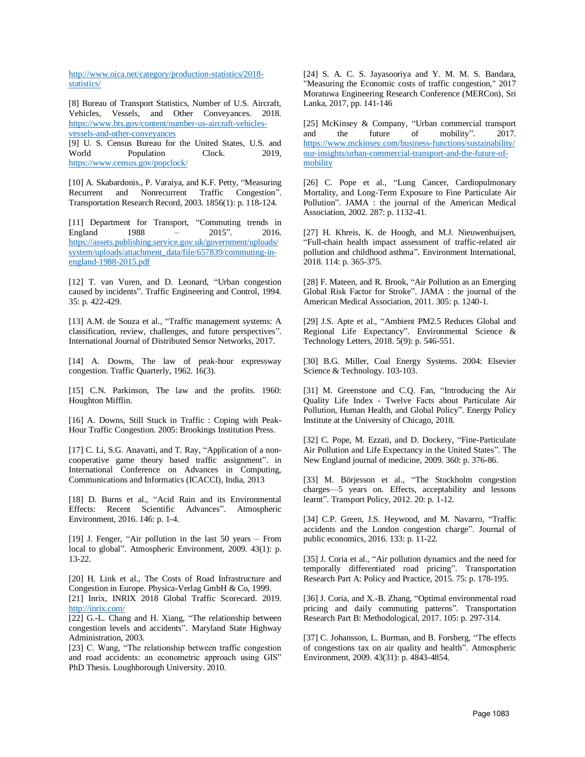http://www.oica.net/category/production-statistics/2018-statistics/

[8] Bureau of Transport Statistics, Number of U.S. Aircraft, Vehicles, Vessels, and Other Conveyances. 2018. https://www.bts.gov/content/number-us-aircraft-vehicles-vessels-and-other-conveyances

[9] U. S. Census Bureau for the United States, U.S. and World Population Clock. 2019, https://www.census.gov/popclock/

[10] A. Skabardonis., P. Varaiya, and K.F. Petty, "Measuring Recurrent and Nonrecurrent Traffic Congestion". Transportation Research Record, 2003. 1856(1): p. 118-124.

[11] Department for Transport, "Commuting trends in England 1988 – 2015". 2016. https://assets.publishing.service.gov.uk/government/uploads/system/uploads/attachment_data/file/657839/commuting-in-england-1988-2015.pdf

[12] T. van Vuren, and D. Leonard, "Urban congestion caused by incidents". Traffic Engineering and Control, 1994. 35: p. 422-429.

[13] A.M. de Souza et al., "Traffic management systems: A classification, review, challenges, and future perspectives". International Journal of Distributed Sensor Networks, 2017.

[14] A. Downs, The law of peak-hour expressway congestion. Traffic Quarterly, 1962. 16(3).

[15] C.N. Parkinson, The law and the profits. 1960: Houghton Mifflin.

[16] A. Downs, Still Stuck in Traffic : Coping with Peak-Hour Traffic Congestion. 2005: Brookings Institution Press.

[17] C. Li, S.G. Anavatti, and T. Ray, "Application of a non-cooperative game theory based traffic assignment". in International Conference on Advances in Computing, Communications and Informatics (ICACCI), India, 2013

[18] D. Burns et al., "Acid Rain and its Environmental Effects: Recent Scientific Advances". Atmospheric Environment, 2016. 146: p. 1-4.

[19] J. Fenger, "Air pollution in the last 50 years – From local to global". Atmospheric Environment, 2009. 43(1): p. 13-22.

[20] H. Link et al., The Costs of Road Infrastructure and Congestion in Europe. Physica-Verlag GmbH & Co, 1999.

[21] Inrix, INRIX 2018 Global Traffic Scorecard. 2019. http://inrix.com/

[22] G.-L. Chang and H. Xiang, "The relationship between congestion levels and accidents". Maryland State Highway Administration, 2003.

[23] C. Wang, "The relationship between traffic congestion and road accidents: an econometric approach using GIS" PhD Thesis. Loughborough University. 2010.

[24] S. A. C. S. Jayasooriya and Y. M. M. S. Bandara, "Measuring the Economic costs of traffic congestion," 2017 Moratuwa Engineering Research Conference (MERCon), Sri Lanka, 2017, pp. 141-146

[25] McKinsey & Company, "Urban commercial transport and the future of mobility". 2017. https://www.mckinsey.com/business-functions/sustainability/our-insights/urban-commercial-transport-and-the-future-of-mobility

[26] C. Pope et al., "Lung Cancer, Cardiopulmonary Mortality, and Long-Term Exposure to Fine Particulate Air Pollution". JAMA : the journal of the American Medical Association, 2002. 287: p. 1132-41.

[27] H. Khreis, K. de Hoogh, and M.J. Nieuwenhuijsen, "Full-chain health impact assessment of traffic-related air pollution and childhood asthma". Environment International, 2018. 114: p. 365-375.

[28] F. Mateen, and R. Brook, "Air Pollution as an Emerging Global Risk Factor for Stroke". JAMA : the journal of the American Medical Association, 2011. 305: p. 1240-1.

[29] J.S. Apte et al., "Ambient PM2.5 Reduces Global and Regional Life Expectancy". Environmental Science & Technology Letters, 2018. 5(9): p. 546-551.

[30] B.G. Miller, Coal Energy Systems. 2004: Elsevier Science & Technology. 103-103.

[31] M. Greenstone and C.Q. Fan, "Introducing the Air Quality Life Index - Twelve Facts about Particulate Air Pollution, Human Health, and Global Policy". Energy Policy Institute at the University of Chicago, 2018.

[32] C. Pope, M. Ezzati, and D. Dockery, "Fine-Particulate Air Pollution and Life Expectancy in the United States". The New England journal of medicine, 2009. 360: p. 376-86.

[33] M. Börjesson et al., "The Stockholm congestion charges—5 years on. Effects, acceptability and lessons learnt". Transport Policy, 2012. 20: p. 1-12.

[34] C.P. Green, J.S. Heywood, and M. Navarro, "Traffic accidents and the London congestion charge". Journal of public economics, 2016. 133: p. 11-22.

[35] J. Coria et al., "Air pollution dynamics and the need for temporally differentiated road pricing". Transportation Research Part A: Policy and Practice, 2015. 75: p. 178-195.

[36] J. Coria, and X.-B. Zhang, "Optimal environmental road pricing and daily commuting patterns". Transportation Research Part B: Methodological, 2017. 105: p. 297-314.

[37] C. Johansson, L. Burman, and B. Forsberg, "The effects of congestions tax on air quality and health". Atmospheric Environment, 2009. 43(31): p. 4843-4854.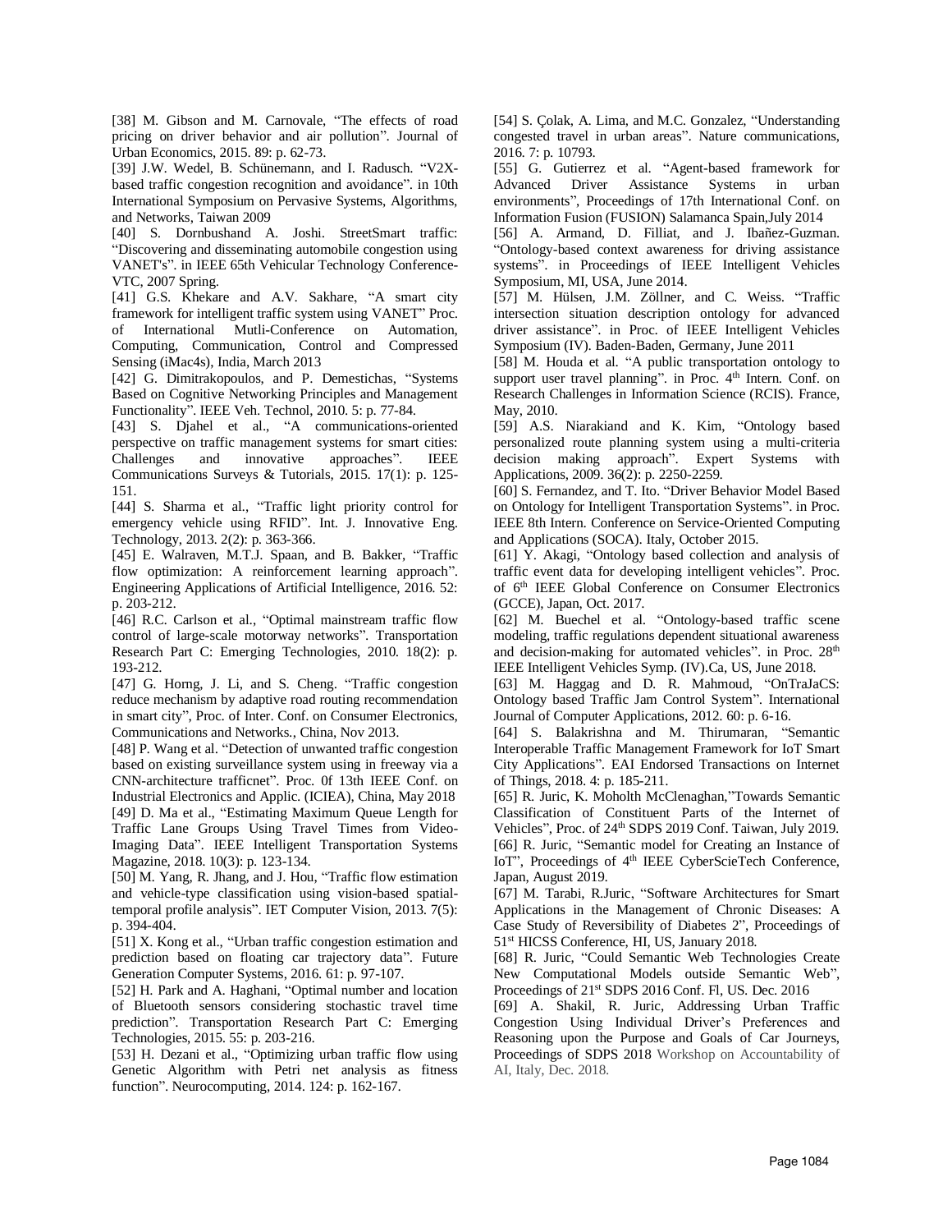[38] M. Gibson and M. Carnovale, "The effects of road pricing on driver behavior and air pollution". Journal of Urban Economics, 2015. 89: p. 62-73.

[39] J.W. Wedel, B. Schünemann, and I. Radusch. "V2X-based traffic congestion recognition and avoidance". in 10th International Symposium on Pervasive Systems, Algorithms, and Networks, Taiwan 2009

[40] S. Dornbushand A. Joshi. StreetSmart traffic: "Discovering and disseminating automobile congestion using VANET's". in IEEE 65th Vehicular Technology Conference-VTC, 2007 Spring.

[41] G.S. Khekare and A.V. Sakhare, "A smart city framework for intelligent traffic system using VANET" Proc. of International Mutli-Conference on Automation, Computing, Communication, Control and Compressed Sensing (iMac4s), India, March 2013

[42] G. Dimitrakopoulos, and P. Demestichas, "Systems Based on Cognitive Networking Principles and Management Functionality". IEEE Veh. Technol, 2010. 5: p. 77-84.

[43] S. Djahel et al., "A communications-oriented perspective on traffic management systems for smart cities: Challenges and innovative approaches". IEEE Communications Surveys & Tutorials, 2015. 17(1): p. 125-151.

[44] S. Sharma et al., "Traffic light priority control for emergency vehicle using RFID". Int. J. Innovative Eng. Technology, 2013. 2(2): p. 363-366.

[45] E. Walraven, M.T.J. Spaan, and B. Bakker, "Traffic flow optimization: A reinforcement learning approach". Engineering Applications of Artificial Intelligence, 2016. 52: p. 203-212.

[46] R.C. Carlson et al., "Optimal mainstream traffic flow control of large-scale motorway networks". Transportation Research Part C: Emerging Technologies, 2010. 18(2): p. 193-212.

[47] G. Horng, J. Li, and S. Cheng. "Traffic congestion reduce mechanism by adaptive road routing recommendation in smart city", Proc. of Inter. Conf. on Consumer Electronics, Communications and Networks., China, Nov 2013.

[48] P. Wang et al. "Detection of unwanted traffic congestion based on existing surveillance system using in freeway via a CNN-architecture trafficnet". Proc. 0f 13th IEEE Conf. on Industrial Electronics and Applic. (ICIEA), China, May 2018

[49] D. Ma et al., "Estimating Maximum Queue Length for Traffic Lane Groups Using Travel Times from Video-Imaging Data". IEEE Intelligent Transportation Systems Magazine, 2018. 10(3): p. 123-134.

[50] M. Yang, R. Jhang, and J. Hou, "Traffic flow estimation and vehicle-type classification using vision-based spatial-temporal profile analysis". IET Computer Vision, 2013. 7(5): p. 394-404.

[51] X. Kong et al., "Urban traffic congestion estimation and prediction based on floating car trajectory data". Future Generation Computer Systems, 2016. 61: p. 97-107.

[52] H. Park and A. Haghani, "Optimal number and location of Bluetooth sensors considering stochastic travel time prediction". Transportation Research Part C: Emerging Technologies, 2015. 55: p. 203-216.

[53] H. Dezani et al., "Optimizing urban traffic flow using Genetic Algorithm with Petri net analysis as fitness function". Neurocomputing, 2014. 124: p. 162-167.

[54] S. Çolak, A. Lima, and M.C. Gonzalez, "Understanding congested travel in urban areas". Nature communications, 2016. 7: p. 10793.

[55] G. Gutierrez et al. "Agent-based framework for Advanced Driver Assistance Systems in urban environments", Proceedings of 17th International Conf. on Information Fusion (FUSION) Salamanca Spain,July 2014

[56] A. Armand, D. Filliat, and J. Ibañez-Guzman. "Ontology-based context awareness for driving assistance systems". in Proceedings of IEEE Intelligent Vehicles Symposium, MI, USA, June 2014.

[57] M. Hülsen, J.M. Zöllner, and C. Weiss. "Traffic intersection situation description ontology for advanced driver assistance". in Proc. of IEEE Intelligent Vehicles Symposium (IV). Baden-Baden, Germany, June 2011

[58] M. Houda et al. "A public transportation ontology to support user travel planning". in Proc. 4th Intern. Conf. on Research Challenges in Information Science (RCIS). France, May, 2010.

[59] A.S. Niarakiand and K. Kim, "Ontology based personalized route planning system using a multi-criteria decision making approach". Expert Systems with Applications, 2009. 36(2): p. 2250-2259.

[60] S. Fernandez, and T. Ito. "Driver Behavior Model Based on Ontology for Intelligent Transportation Systems". in Proc. IEEE 8th Intern. Conference on Service-Oriented Computing and Applications (SOCA). Italy, October 2015.

[61] Y. Akagi, "Ontology based collection and analysis of traffic event data for developing intelligent vehicles". Proc. of 6th IEEE Global Conference on Consumer Electronics (GCCE), Japan, Oct. 2017.

[62] M. Buechel et al. "Ontology-based traffic scene modeling, traffic regulations dependent situational awareness and decision-making for automated vehicles". in Proc. 28th IEEE Intelligent Vehicles Symp. (IV).Ca, US, June 2018.

[63] M. Haggag and D. R. Mahmoud, "OnTraJaCS: Ontology based Traffic Jam Control System". International Journal of Computer Applications, 2012. 60: p. 6-16.

[64] S. Balakrishna and M. Thirumaran, "Semantic Interoperable Traffic Management Framework for IoT Smart City Applications". EAI Endorsed Transactions on Internet of Things, 2018. 4: p. 185-211.

[65] R. Juric, K. Moholth McClenaghan,"Towards Semantic Classification of Constituent Parts of the Internet of Vehicles", Proc. of 24th SDPS 2019 Conf. Taiwan, July 2019.

[66] R. Juric, "Semantic model for Creating an Instance of IoT", Proceedings of 4th IEEE CyberScieTech Conference, Japan, August 2019.

[67] M. Tarabi, R.Juric, "Software Architectures for Smart Applications in the Management of Chronic Diseases: A Case Study of Reversibility of Diabetes 2", Proceedings of 51st HICSS Conference, HI, US, January 2018.

[68] R. Juric, "Could Semantic Web Technologies Create New Computational Models outside Semantic Web", Proceedings of 21st SDPS 2016 Conf. Fl, US. Dec. 2016

[69] A. Shakil, R. Juric, Addressing Urban Traffic Congestion Using Individual Driver's Preferences and Reasoning upon the Purpose and Goals of Car Journeys, Proceedings of SDPS 2018 Workshop on Accountability of AI, Italy, Dec. 2018.